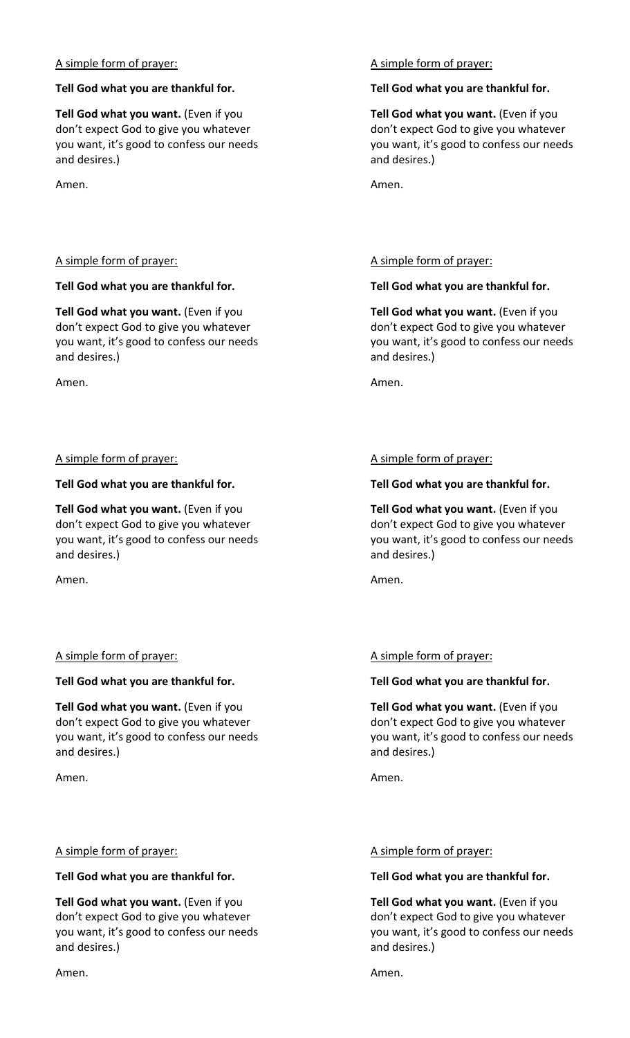A simple form of prayer:

**Tell God what you are thankful for.**

**Tell God what you want.** (Even if you don't expect God to give you whatever you want, it's good to confess our needs and desires.)

Amen.

A simple form of prayer:

**Tell God what you are thankful for.**

**Tell God what you want.** (Even if you don't expect God to give you whatever you want, it's good to confess our needs and desires.)

Amen.

A simple form of prayer:

**Tell God what you are thankful for.**

**Tell God what you want.** (Even if you don't expect God to give you whatever you want, it's good to confess our needs and desires.)

Amen.

A simple form of prayer:

**Tell God what you are thankful for.**

**Tell God what you want.** (Even if you don't expect God to give you whatever you want, it's good to confess our needs and desires.)

Amen.

A simple form of prayer:

**Tell God what you are thankful for.**

**Tell God what you want.** (Even if you don't expect God to give you whatever you want, it's good to confess our needs and desires.)

Amen.

A simple form of prayer:

**Tell God what you are thankful for.**

**Tell God what you want.** (Even if you don't expect God to give you whatever you want, it's good to confess our needs and desires.)

Amen.

A simple form of prayer:

**Tell God what you are thankful for.**

**Tell God what you want.** (Even if you don't expect God to give you whatever you want, it's good to confess our needs and desires.)

Amen.

A simple form of prayer:

**Tell God what you are thankful for.**

**Tell God what you want.** (Even if you don't expect God to give you whatever you want, it's good to confess our needs and desires.)

Amen.

A simple form of prayer:

**Tell God what you are thankful for.**

**Tell God what you want.** (Even if you don't expect God to give you whatever you want, it's good to confess our needs and desires.)

Amen.

A simple form of prayer:

**Tell God what you are thankful for.**

**Tell God what you want.** (Even if you don't expect God to give you whatever you want, it's good to confess our needs and desires.)

Amen.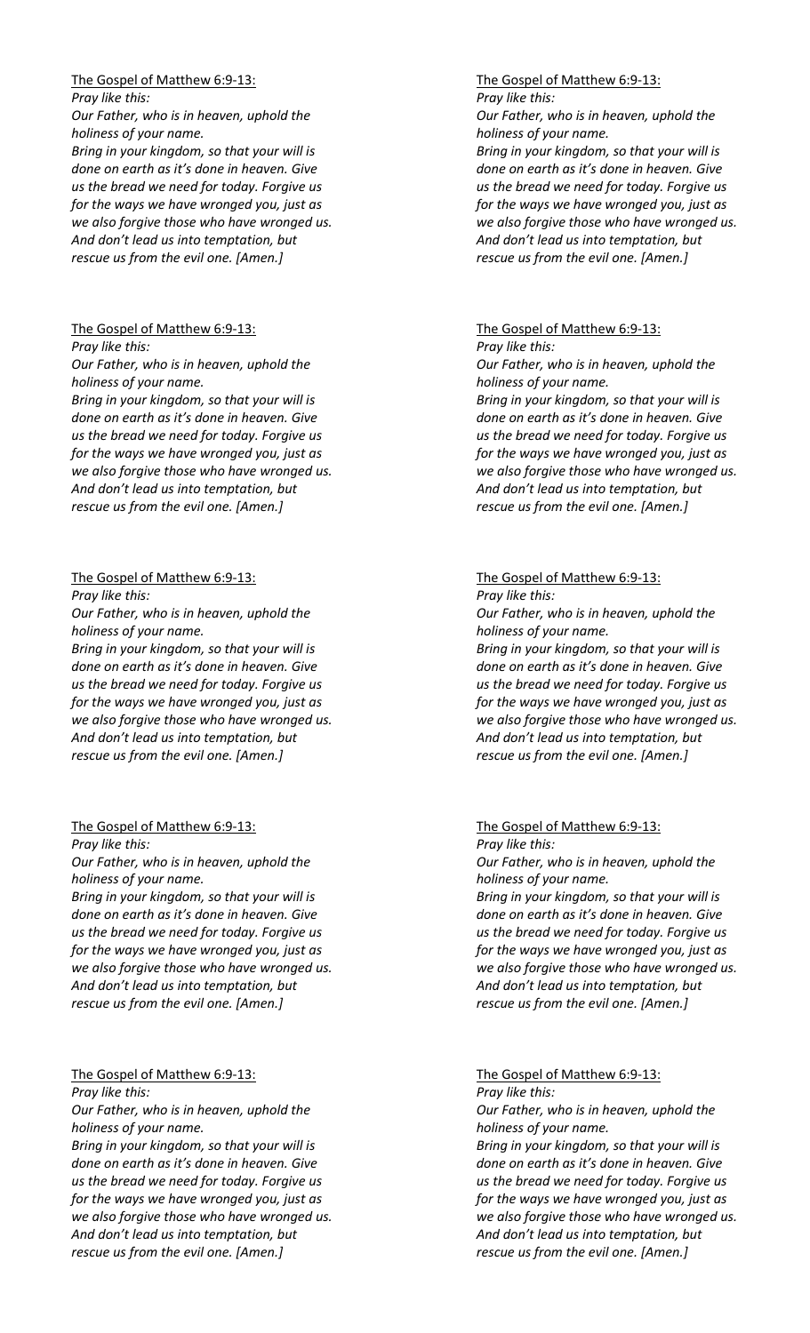The Gospel of Matthew 6:9-13:

*Pray like this:*
*Our Father, who is in heaven, uphold the holiness of your name.*
*Bring in your kingdom, so that your will is done on earth as it's done in heaven. Give us the bread we need for today. Forgive us for the ways we have wronged you, just as we also forgive those who have wronged us. And don't lead us into temptation, but rescue us from the evil one. [Amen.]*

The Gospel of Matthew 6:9-13:

*Pray like this:*
*Our Father, who is in heaven, uphold the holiness of your name.*
*Bring in your kingdom, so that your will is done on earth as it's done in heaven. Give us the bread we need for today. Forgive us for the ways we have wronged you, just as we also forgive those who have wronged us. And don't lead us into temptation, but rescue us from the evil one. [Amen.]*

The Gospel of Matthew 6:9-13:

*Pray like this:*
*Our Father, who is in heaven, uphold the holiness of your name.*
*Bring in your kingdom, so that your will is done on earth as it's done in heaven. Give us the bread we need for today. Forgive us for the ways we have wronged you, just as we also forgive those who have wronged us. And don't lead us into temptation, but rescue us from the evil one. [Amen.]*

The Gospel of Matthew 6:9-13:

*Pray like this:*
*Our Father, who is in heaven, uphold the holiness of your name.*
*Bring in your kingdom, so that your will is done on earth as it's done in heaven. Give us the bread we need for today. Forgive us for the ways we have wronged you, just as we also forgive those who have wronged us. And don't lead us into temptation, but rescue us from the evil one. [Amen.]*

The Gospel of Matthew 6:9-13:

*Pray like this:*
*Our Father, who is in heaven, uphold the holiness of your name.*
*Bring in your kingdom, so that your will is done on earth as it's done in heaven. Give us the bread we need for today. Forgive us for the ways we have wronged you, just as we also forgive those who have wronged us. And don't lead us into temptation, but rescue us from the evil one. [Amen.]*

The Gospel of Matthew 6:9-13:

*Pray like this:*
*Our Father, who is in heaven, uphold the holiness of your name.*
*Bring in your kingdom, so that your will is done on earth as it's done in heaven. Give us the bread we need for today. Forgive us for the ways we have wronged you, just as we also forgive those who have wronged us. And don't lead us into temptation, but rescue us from the evil one. [Amen.]*

The Gospel of Matthew 6:9-13:

*Pray like this:*
*Our Father, who is in heaven, uphold the holiness of your name.*
*Bring in your kingdom, so that your will is done on earth as it's done in heaven. Give us the bread we need for today. Forgive us for the ways we have wronged you, just as we also forgive those who have wronged us. And don't lead us into temptation, but rescue us from the evil one. [Amen.]*

The Gospel of Matthew 6:9-13:

*Pray like this:*
*Our Father, who is in heaven, uphold the holiness of your name.*
*Bring in your kingdom, so that your will is done on earth as it's done in heaven. Give us the bread we need for today. Forgive us for the ways we have wronged you, just as we also forgive those who have wronged us. And don't lead us into temptation, but rescue us from the evil one. [Amen.]*

The Gospel of Matthew 6:9-13:

*Pray like this:*
*Our Father, who is in heaven, uphold the holiness of your name.*
*Bring in your kingdom, so that your will is done on earth as it's done in heaven. Give us the bread we need for today. Forgive us for the ways we have wronged you, just as we also forgive those who have wronged us. And don't lead us into temptation, but rescue us from the evil one. [Amen.]*

The Gospel of Matthew 6:9-13:

*Pray like this:*
*Our Father, who is in heaven, uphold the holiness of your name.*
*Bring in your kingdom, so that your will is done on earth as it's done in heaven. Give us the bread we need for today. Forgive us for the ways we have wronged you, just as we also forgive those who have wronged us. And don't lead us into temptation, but rescue us from the evil one. [Amen.]*